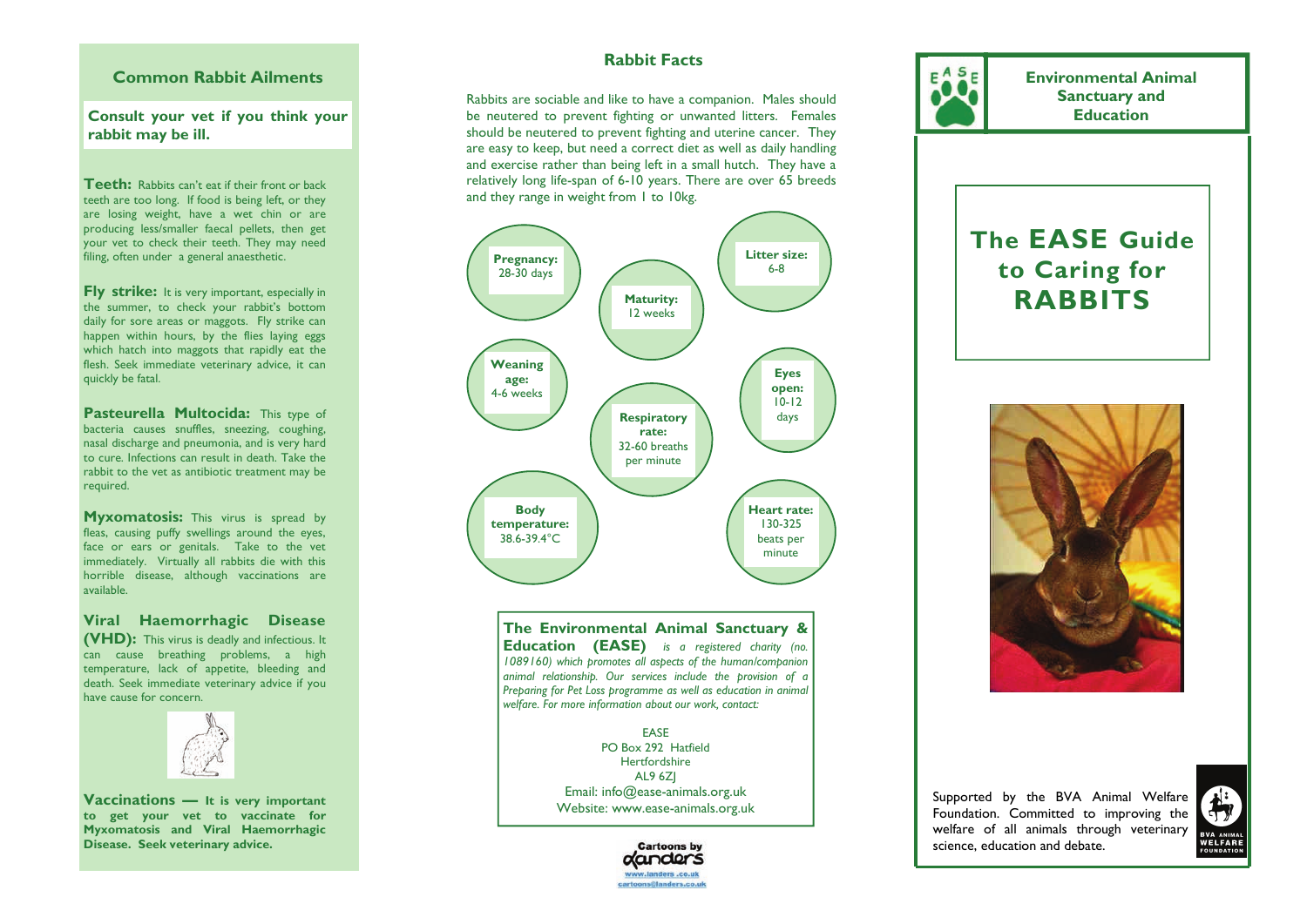## Common Rabbit Ailments

**Consult your vet if you think your rabbit may be ill.**

**Teeth:** Rabbits can't eat if their front or back teeth are too long. If food is being left, or they are losing weight, have a wet chin or are producing less/smaller faecal pellets, then get your vet to check their teeth. They may need filing, often under a general anaesthetic.

**Fly strike:** It is very important, especially in the summer, to check your rabbit's bottom daily for sore areas or maggots. Fly strike can happen within hours, by the flies laying eggs which hatch into maggots that rapidly eat the flesh. Seek immediate veterinary advice, it can quickly be fatal.

**Pasteurella Multocida:** This type of bacteria causes snuffles, sneezing, coughing, nasal discharge and pneumonia, and is very hard to cure. Infections can result in death. Take the rabbit to the vet as antibiotic treatment may be required.

**Myxomatosis:** This virus is spread by fleas, causing puffy swellings around the eyes, face or ears or genitals. Take to the vet immediately. Virtually all rabbits die with this horrible disease, although vaccinations are available.

**Viral Haemorrhagic Disease (VHD):** This virus is deadly and infectious. It can cause breathing problems, a high temperature, lack of appetite, bleeding and death. Seek immediate veterinary advice if you have cause for concern.

**Vaccinations — It is very important to get your vet to vaccinate for Myxomatosis and Viral Haemorrhagic Disease. Seek veterinary advice.**

## Rabbit Facts

Rabbits are sociable and like to have a companion. Males should be neutered to prevent fighting or unwanted litters. Females should be neutered to prevent fighting and uterine cancer. They are easy to keep, but need a correct diet as well as daily handling and exercise rather than being left in a small hutch. They have a relatively long life-span of 6-10 years. There are over 65 breeds and they range in weight from 1 to 10kg.

- **Pregnancy:** 28-30 days
- **Maturity:** 12 weeks
- **Litter size:** 6-8
- **Weaning age:** 4-6 weeks
- **Respiratory rate:** 32-60 breaths per minute
- **Eyes open:** 10-12 days
- **Body temperature:** 38.6-39.4°C
- **Heart rate:** 130-325 beats per minute

**The Environmental Animal Sanctuary & Education (EASE)** *is a registered charity (no. 1089160) which promotes all aspects of the human/companion animal relationship. Our services include the provision of a Preparing for Pet Loss programme as well as education in animal welfare. For more information about our work, contact:*

EASE
PO Box 292 Hatfield
Hertfordshire
AL9 6ZJ
Email: info@ease-animals.org.uk
Website: www.ease-animals.org.uk

Cartoons by Landers
www.landers.co.uk
cartoons@landers.co.uk

**Environmental Animal Sanctuary and Education**

# The EASE Guide to Caring for RABBITS

Supported by the BVA Animal Welfare Foundation. Committed to improving the welfare of all animals through veterinary science, education and debate.

BVA ANIMAL WELFARE FOUNDATION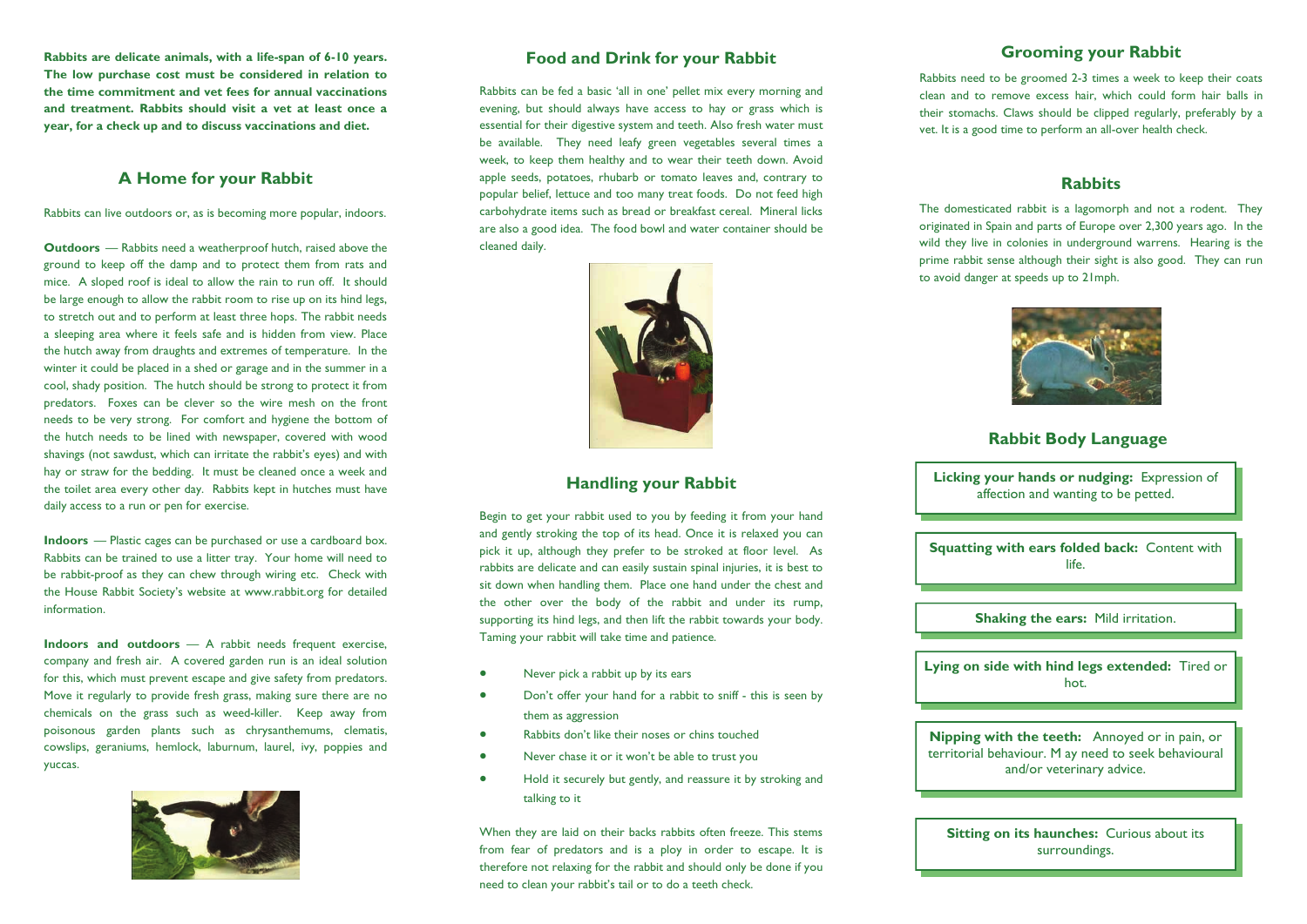**Rabbits are delicate animals, with a life-span of 6-10 years. The low purchase cost must be considered in relation to the time commitment and vet fees for annual vaccinations and treatment. Rabbits should visit a vet at least once a year, for a check up and to discuss vaccinations and diet.**

## A Home for your Rabbit

Rabbits can live outdoors or, as is becoming more popular, indoors.

**Outdoors** — Rabbits need a weatherproof hutch, raised above the ground to keep off the damp and to protect them from rats and mice. A sloped roof is ideal to allow the rain to run off. It should be large enough to allow the rabbit room to rise up on its hind legs, to stretch out and to perform at least three hops. The rabbit needs a sleeping area where it feels safe and is hidden from view. Place the hutch away from draughts and extremes of temperature. In the winter it could be placed in a shed or garage and in the summer in a cool, shady position. The hutch should be strong to protect it from predators. Foxes can be clever so the wire mesh on the front needs to be very strong. For comfort and hygiene the bottom of the hutch needs to be lined with newspaper, covered with wood shavings (not sawdust, which can irritate the rabbit's eyes) and with hay or straw for the bedding. It must be cleaned once a week and the toilet area every other day. Rabbits kept in hutches must have daily access to a run or pen for exercise.

**Indoors** — Plastic cages can be purchased or use a cardboard box. Rabbits can be trained to use a litter tray. Your home will need to be rabbit-proof as they can chew through wiring etc. Check with the House Rabbit Society's website at www.rabbit.org for detailed information.

**Indoors and outdoors** — A rabbit needs frequent exercise, company and fresh air. A covered garden run is an ideal solution for this, which must prevent escape and give safety from predators. Move it regularly to provide fresh grass, making sure there are no chemicals on the grass such as weed-killer. Keep away from poisonous garden plants such as chrysanthemums, clematis, cowslips, geraniums, hemlock, laburnum, laurel, ivy, poppies and yuccas.

## Food and Drink for your Rabbit

Rabbits can be fed a basic 'all in one' pellet mix every morning and evening, but should always have access to hay or grass which is essential for their digestive system and teeth. Also fresh water must be available. They need leafy green vegetables several times a week, to keep them healthy and to wear their teeth down. Avoid apple seeds, potatoes, rhubarb or tomato leaves and, contrary to popular belief, lettuce and too many treat foods. Do not feed high carbohydrate items such as bread or breakfast cereal. Mineral licks are also a good idea. The food bowl and water container should be cleaned daily.

## Handling your Rabbit

Begin to get your rabbit used to you by feeding it from your hand and gently stroking the top of its head. Once it is relaxed you can pick it up, although they prefer to be stroked at floor level. As rabbits are delicate and can easily sustain spinal injuries, it is best to sit down when handling them. Place one hand under the chest and the other over the body of the rabbit and under its rump, supporting its hind legs, and then lift the rabbit towards your body. Taming your rabbit will take time and patience.

- Never pick a rabbit up by its ears
- Don't offer your hand for a rabbit to sniff - this is seen by them as aggression
- Rabbits don't like their noses or chins touched
- Never chase it or it won't be able to trust you
- Hold it securely but gently, and reassure it by stroking and talking to it

When they are laid on their backs rabbits often freeze. This stems from fear of predators and is a ploy in order to escape. It is therefore not relaxing for the rabbit and should only be done if you need to clean your rabbit's tail or to do a teeth check.

## Grooming your Rabbit

Rabbits need to be groomed 2-3 times a week to keep their coats clean and to remove excess hair, which could form hair balls in their stomachs. Claws should be clipped regularly, preferably by a vet. It is a good time to perform an all-over health check.

## Rabbits

The domesticated rabbit is a lagomorph and not a rodent. They originated in Spain and parts of Europe over 2,300 years ago. In the wild they live in colonies in underground warrens. Hearing is the prime rabbit sense although their sight is also good. They can run to avoid danger at speeds up to 21mph.

## Rabbit Body Language

**Licking your hands or nudging:** Expression of affection and wanting to be petted.

**Squatting with ears folded back:** Content with life.

**Shaking the ears:** Mild irritation.

**Lying on side with hind legs extended:** Tired or hot.

**Nipping with the teeth:** Annoyed or in pain, or territorial behaviour. M ay need to seek behavioural and/or veterinary advice.

**Sitting on its haunches:** Curious about its surroundings.